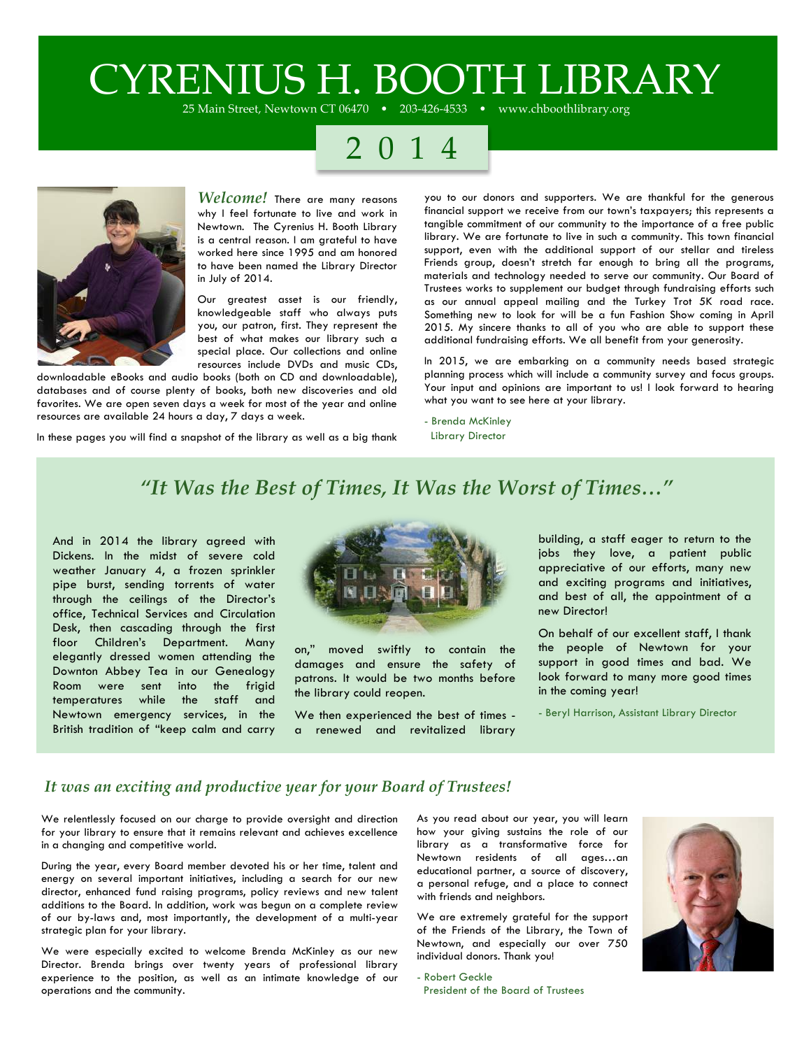# CYRENIUS H. BOOTH LIBRARY

25 Main Street, Newtown CT 06470 • 203-426-4533 • www.chboothlibrary.org

## 2014

***Welcome!*** There are many reasons why I feel fortunate to live and work in Newtown. The Cyrenius H. Booth Library is a central reason. I am grateful to have worked here since 1995 and am honored to have been named the Library Director in July of 2014.

Our greatest asset is our friendly, knowledgeable staff who always puts you, our patron, first. They represent the best of what makes our library such a special place. Our collections and online resources include DVDs and music CDs, downloadable eBooks and audio books (both on CD and downloadable), databases and of course plenty of books, both new discoveries and old favorites. We are open seven days a week for most of the year and online resources are available 24 hours a day, 7 days a week.

In these pages you will find a snapshot of the library as well as a big thank you to our donors and supporters. We are thankful for the generous financial support we receive from our town's taxpayers; this represents a tangible commitment of our community to the importance of a free public library. We are fortunate to live in such a community. This town financial support, even with the additional support of our stellar and tireless Friends group, doesn't stretch far enough to bring all the programs, materials and technology needed to serve our community. Our Board of Trustees works to supplement our budget through fundraising efforts such as our annual appeal mailing and the Turkey Trot 5K road race. Something new to look for will be a fun Fashion Show coming in April 2015. My sincere thanks to all of you who are able to support these additional fundraising efforts. We all benefit from your generosity.

In 2015, we are embarking on a community needs based strategic planning process which will include a community survey and focus groups. Your input and opinions are important to us! I look forward to hearing what you want to see here at your library.

- Brenda McKinley
  Library Director

## *"It Was the Best of Times, It Was the Worst of Times…"*

And in 2014 the library agreed with Dickens. In the midst of severe cold weather January 4, a frozen sprinkler pipe burst, sending torrents of water through the ceilings of the Director's office, Technical Services and Circulation Desk, then cascading through the first floor Children's Department. Many elegantly dressed women attending the Downton Abbey Tea in our Genealogy Room were sent into the frigid temperatures while the staff and Newtown emergency services, in the British tradition of "keep calm and carry on," moved swiftly to contain the damages and ensure the safety of patrons. It would be two months before the library could reopen.

We then experienced the best of times - a renewed and revitalized library building, a staff eager to return to the jobs they love, a patient public appreciative of our efforts, many new and exciting programs and initiatives, and best of all, the appointment of a new Director!

On behalf of our excellent staff, I thank the people of Newtown for your support in good times and bad. We look forward to many more good times in the coming year!

- Beryl Harrison, Assistant Library Director

## *It was an exciting and productive year for your Board of Trustees!*

We relentlessly focused on our charge to provide oversight and direction for your library to ensure that it remains relevant and achieves excellence in a changing and competitive world.

During the year, every Board member devoted his or her time, talent and energy on several important initiatives, including a search for our new director, enhanced fund raising programs, policy reviews and new talent additions to the Board. In addition, work was begun on a complete review of our by-laws and, most importantly, the development of a multi-year strategic plan for your library.

We were especially excited to welcome Brenda McKinley as our new Director. Brenda brings over twenty years of professional library experience to the position, as well as an intimate knowledge of our operations and the community.

As you read about our year, you will learn how your giving sustains the role of our library as a transformative force for Newtown residents of all ages…an educational partner, a source of discovery, a personal refuge, and a place to connect with friends and neighbors.

We are extremely grateful for the support of the Friends of the Library, the Town of Newtown, and especially our over 750 individual donors. Thank you!

- Robert Geckle
  President of the Board of Trustees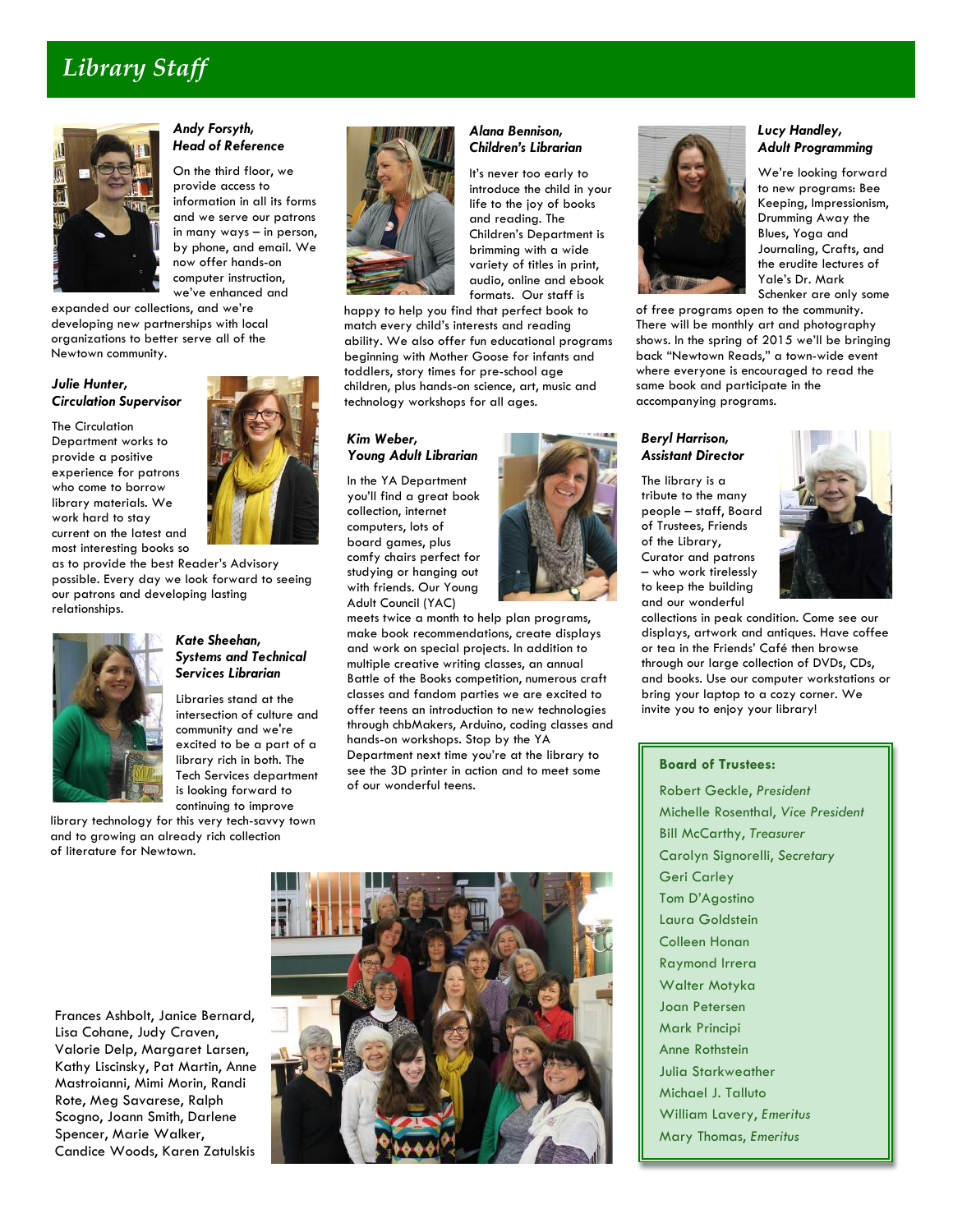# Library Staff

### *Andy Forsyth, Head of Reference*

On the third floor, we provide access to information in all its forms and we serve our patrons in many ways – in person, by phone, and email. We now offer hands-on computer instruction, we've enhanced and expanded our collections, and we're developing new partnerships with local organizations to better serve all of the Newtown community.

### *Julie Hunter, Circulation Supervisor*

The Circulation Department works to provide a positive experience for patrons who come to borrow library materials. We work hard to stay current on the latest and most interesting books so as to provide the best Reader's Advisory possible. Every day we look forward to seeing our patrons and developing lasting relationships.

### *Kate Sheehan, Systems and Technical Services Librarian*

Libraries stand at the intersection of culture and community and we're excited to be a part of a library rich in both. The Tech Services department is looking forward to continuing to improve library technology for this very tech-savvy town and to growing an already rich collection of literature for Newtown.

### *Alana Bennison, Children's Librarian*

It's never too early to introduce the child in your life to the joy of books and reading. The Children's Department is brimming with a wide variety of titles in print, audio, online and ebook formats. Our staff is happy to help you find that perfect book to match every child's interests and reading ability. We also offer fun educational programs beginning with Mother Goose for infants and toddlers, story times for pre-school age children, plus hands-on science, art, music and technology workshops for all ages.

### *Kim Weber, Young Adult Librarian*

In the YA Department you'll find a great book collection, internet computers, lots of board games, plus comfy chairs perfect for studying or hanging out with friends. Our Young Adult Council (YAC) meets twice a month to help plan programs, make book recommendations, create displays and work on special projects. In addition to multiple creative writing classes, an annual Battle of the Books competition, numerous craft classes and fandom parties we are excited to offer teens an introduction to new technologies through chbMakers, Arduino, coding classes and hands-on workshops. Stop by the YA Department next time you're at the library to see the 3D printer in action and to meet some of our wonderful teens.

### *Lucy Handley, Adult Programming*

We're looking forward to new programs: Bee Keeping, Impressionism, Drumming Away the Blues, Yoga and Journaling, Crafts, and the erudite lectures of Yale's Dr. Mark Schenker are only some of free programs open to the community. There will be monthly art and photography shows. In the spring of 2015 we'll be bringing back "Newtown Reads," a town-wide event where everyone is encouraged to read the same book and participate in the accompanying programs.

### *Beryl Harrison, Assistant Director*

The library is a tribute to the many people – staff, Board of Trustees, Friends of the Library, Curator and patrons – who work tirelessly to keep the building and our wonderful collections in peak condition. Come see our displays, artwork and antiques. Have coffee or tea in the Friends' Café then browse through our large collection of DVDs, CDs, and books. Use our computer workstations or bring your laptop to a cozy corner. We invite you to enjoy your library!

Frances Ashbolt, Janice Bernard, Lisa Cohane, Judy Craven, Valorie Delp, Margaret Larsen, Kathy Liscinsky, Pat Martin, Anne Mastroianni, Mimi Morin, Randi Rote, Meg Savarese, Ralph Scogno, Joann Smith, Darlene Spencer, Marie Walker, Candice Woods, Karen Zatulskis

**Board of Trustees:**

Robert Geckle, *President*
Michelle Rosenthal, *Vice President*
Bill McCarthy, *Treasurer*
Carolyn Signorelli, *Secretary*
Geri Carley
Tom D'Agostino
Laura Goldstein
Colleen Honan
Raymond Irrera
Walter Motyka
Joan Petersen
Mark Principi
Anne Rothstein
Julia Starkweather
Michael J. Talluto
William Lavery, *Emeritus*
Mary Thomas, *Emeritus*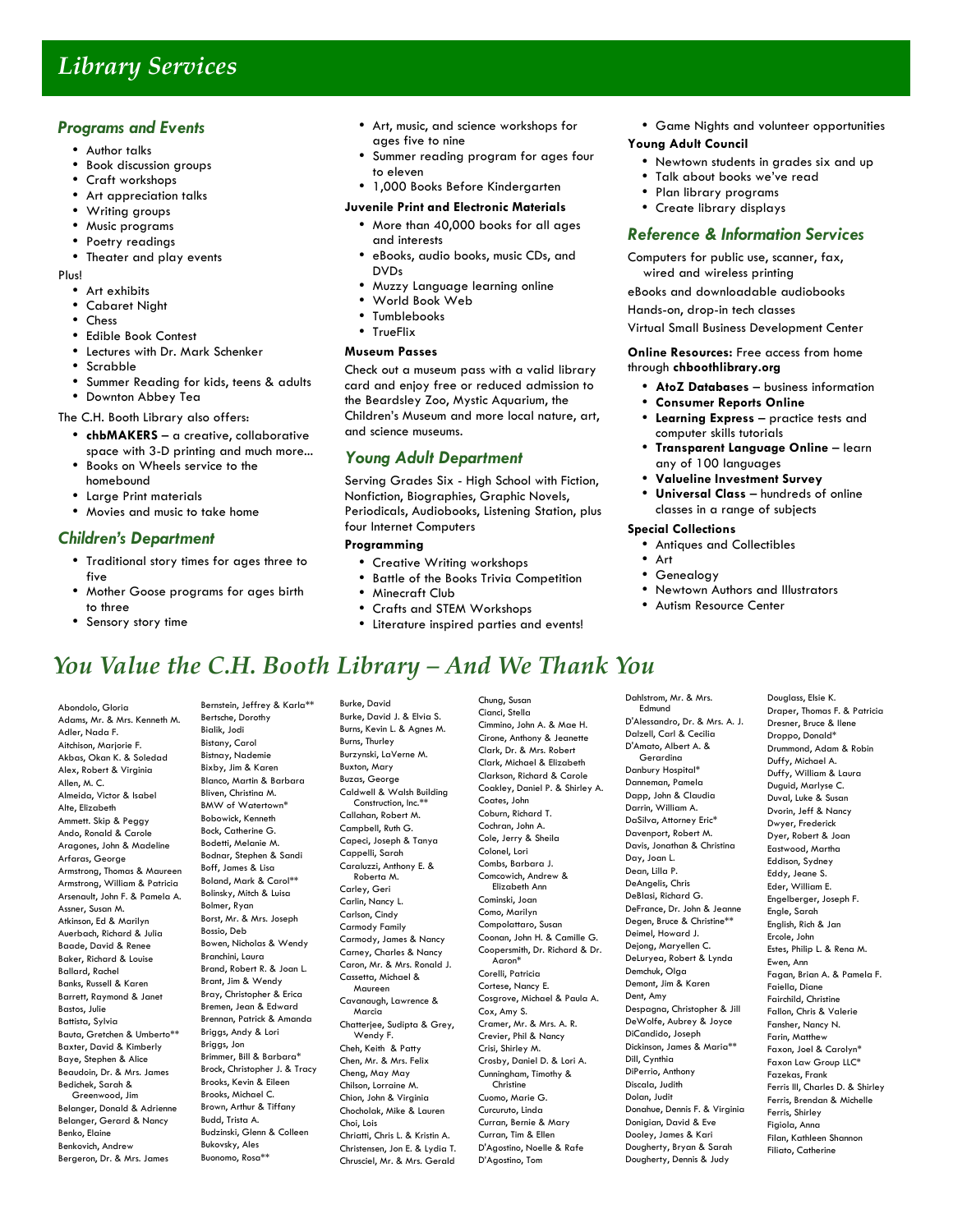# Library Services

## Programs and Events

- Author talks
- Book discussion groups
- Craft workshops
- Art appreciation talks
- Writing groups
- Music programs
- Poetry readings
- Theater and play events

Plus!

- Art exhibits
- Cabaret Night
- Chess
- Edible Book Contest
- Lectures with Dr. Mark Schenker
- Scrabble
- Summer Reading for kids, teens & adults
- Downton Abbey Tea

The C.H. Booth Library also offers:

- **chbMAKERS** – a creative, collaborative space with 3-D printing and much more...
- Books on Wheels service to the homebound
- Large Print materials
- Movies and music to take home

## Children's Department

- Traditional story times for ages three to five
- Mother Goose programs for ages birth to three
- Sensory story time
- Art, music, and science workshops for ages five to nine
- Summer reading program for ages four to eleven
- 1,000 Books Before Kindergarten

**Juvenile Print and Electronic Materials**

- More than 40,000 books for all ages and interests
- eBooks, audio books, music CDs, and DVDs
- Muzzy Language learning online
- World Book Web
- Tumblebooks
- TrueFlix

**Museum Passes**

Check out a museum pass with a valid library card and enjoy free or reduced admission to the Beardsley Zoo, Mystic Aquarium, the Children's Museum and more local nature, art, and science museums.

## Young Adult Department

Serving Grades Six - High School with Fiction, Nonfiction, Biographies, Graphic Novels, Periodicals, Audiobooks, Listening Station, plus four Internet Computers

**Programming**

- Creative Writing workshops
- Battle of the Books Trivia Competition
- Minecraft Club
- Crafts and STEM Workshops
- Literature inspired parties and events!
- Game Nights and volunteer opportunities

**Young Adult Council**

- Newtown students in grades six and up
- Talk about books we've read
- Plan library programs
- Create library displays

## Reference & Information Services

Computers for public use, scanner, fax, wired and wireless printing

eBooks and downloadable audiobooks

Hands-on, drop-in tech classes

Virtual Small Business Development Center

**Online Resources:** Free access from home through **chboothlibrary.org**

- **AtoZ Databases** – business information
- **Consumer Reports Online**
- **Learning Express** – practice tests and computer skills tutorials
- **Transparent Language Online** – learn any of 100 languages
- **Valueline Investment Survey**
- **Universal Class** – hundreds of online classes in a range of subjects

**Special Collections**

- Antiques and Collectibles
- Art
- Genealogy
- Newtown Authors and Illustrators
- Autism Resource Center

# You Value the C.H. Booth Library – And We Thank You

Abondolo, Gloria
Adams, Mr. & Mrs. Kenneth M.
Adler, Nada F.
Aitchison, Marjorie F.
Akbas, Okan K. & Soledad
Alex, Robert & Virginia
Allen, M. C.
Almeida, Victor & Isabel
Alte, Elizabeth
Ammett. Skip & Peggy
Ando, Ronald & Carole
Aragones, John & Madeline
Arfaras, George
Armstrong, Thomas & Maureen
Armstrong, William & Patricia
Arsenault, John F. & Pamela A.
Assner, Susan M.
Atkinson, Ed & Marilyn
Auerbach, Richard & Julia
Baade, David & Renee
Baker, Richard & Louise
Ballard, Rachel
Banks, Russell & Karen
Barrett, Raymond & Janet
Bastos, Julie
Battista, Sylvia
Bauta, Gretchen & Umberto**
Baxter, David & Kimberly
Baye, Stephen & Alice
Beaudoin, Dr. & Mrs. James
Bedichek, Sarah & Greenwood, Jim
Belanger, Donald & Adrienne
Belanger, Gerard & Nancy
Benko, Elaine
Benkovich, Andrew
Bergeron, Dr. & Mrs. James
Bernstein, Jeffrey & Karla**
Bertsche, Dorothy
Bialik, Jodi
Bistany, Carol
Bistnay, Nademie
Bixby, Jim & Karen
Blanco, Martin & Barbara
Bliven, Christina M.
BMW of Watertown*
Bobowick, Kenneth
Bock, Catherine G.
Bodetti, Melanie M.
Bodnar, Stephen & Sandi
Boff, James & Lisa
Boland, Mark & Carol**
Bolinsky, Mitch & Luisa
Bolmer, Ryan
Borst, Mr. & Mrs. Joseph
Bossio, Deb
Bowen, Nicholas & Wendy
Branchini, Laura
Brand, Robert R. & Joan L.
Brant, Jim & Wendy
Bray, Christopher & Erica
Bremen, Jean & Edward
Brennan, Patrick & Amanda
Briggs, Andy & Lori
Briggs, Jon
Brimmer, Bill & Barbara*
Brock, Christopher J. & Tracy
Brooks, Kevin & Eileen
Brooks, Michael C.
Brown, Arthur & Tiffany
Budd, Trista A.
Budzinski, Glenn & Colleen
Bukovsky, Ales
Buonomo, Rosa**
Burke, David
Burke, David J. & Elvia S.
Burns, Kevin L. & Agnes M.
Burns, Thurley
Burzynski, LaVerne M.
Buxton, Mary
Buzas, George
Caldwell & Walsh Building Construction, Inc.**
Callahan, Robert M.
Campbell, Ruth G.
Capeci, Joseph & Tanya
Cappelli, Sarah
Caraluzzi, Anthony E. & Roberta M.
Carley, Geri
Carlin, Nancy L.
Carlson, Cindy
Carmody Family
Carmody, James & Nancy
Carney, Charles & Nancy
Caron, Mr. & Mrs. Ronald J.
Cassetta, Michael & Maureen
Cavanaugh, Lawrence & Marcia
Chatterjee, Sudipta & Grey, Wendy F.
Cheh, Keith & Patty
Chen, Mr. & Mrs. Felix
Cheng, May May
Chilson, Lorraine M.
Chion, John & Virginia
Chocholak, Mike & Lauren
Choi, Lois
Chriatti, Chris L. & Kristin A.
Christensen, Jon E. & Lydia T.
Chrusciel, Mr. & Mrs. Gerald
Chung, Susan
Cianci, Stella
Cimmino, John A. & Mae H.
Cirone, Anthony & Jeanette
Clark, Dr. & Mrs. Robert
Clark, Michael & Elizabeth
Clarkson, Richard & Carole
Coakley, Daniel P. & Shirley A.
Coates, John
Coburn, Richard T.
Cochran, John A.
Cole, Jerry & Sheila
Colonel, Lori
Combs, Barbara J.
Comcowich, Andrew & Elizabeth Ann
Cominski, Joan
Como, Marilyn
Compolattaro, Susan
Coonan, John H. & Camille G.
Coopersmith, Dr. Richard & Dr. Aaron*
Corelli, Patricia
Cortese, Nancy E.
Cosgrove, Michael & Paula A.
Cox, Amy S.
Cramer, Mr. & Mrs. A. R.
Crevier, Phil & Nancy
Crisi, Shirley M.
Crosby, Daniel D. & Lori A.
Cunningham, Timothy & Christine
Cuomo, Marie G.
Curcuruto, Linda
Curran, Bernie & Mary
Curran, Tim & Ellen
D'Agostino, Noelle & Rafe
D'Agostino, Tom
Dahlstrom, Mr. & Mrs. Edmund
D'Alessandro, Dr. & Mrs. A. J.
Dalzell, Carl & Cecilia
D'Amato, Albert A. & Gerardina
Danbury Hospital*
Danneman, Pamela
Dapp, John & Claudia
Darrin, William A.
DaSilva, Attorney Eric*
Davenport, Robert M.
Davis, Jonathan & Christina
Day, Joan L.
Dean, Lilla P.
DeAngelis, Chris
DeBlasi, Richard G.
DeFrance, Dr. John & Jeanne
Degen, Bruce & Christine**
Deimel, Howard J.
Dejong, Maryellen C.
DeLuryea, Robert & Lynda
Demchuk, Olga
Demont, Jim & Karen
Dent, Amy
Despagna, Christopher & Jill
DeWolfe, Aubrey & Joyce
DiCandido, Joseph
Dickinson, James & Maria**
Dill, Cynthia
DiPerrio, Anthony
Discala, Judith
Dolan, Judit
Donahue, Dennis F. & Virginia
Donigian, David & Eve
Dooley, James & Kari
Dougherty, Bryan & Sarah
Dougherty, Dennis & Judy
Douglass, Elsie K.
Draper, Thomas F. & Patricia
Dresner, Bruce & Ilene
Droppo, Donald*
Drummond, Adam & Robin
Duffy, Michael A.
Duffy, William & Laura
Duguid, Marlyse C.
Duval, Luke & Susan
Dvorin, Jeff & Nancy
Dwyer, Frederick
Dyer, Robert & Joan
Eastwood, Martha
Eddison, Sydney
Eddy, Jeane S.
Eder, William E.
Engelberger, Joseph F.
Engle, Sarah
English, Rich & Jan
Ercole, John
Estes, Philip L. & Rena M.
Ewen, Ann
Fagan, Brian A. & Pamela F.
Faiella, Diane
Fairchild, Christine
Fallon, Chris & Valerie
Fansher, Nancy N.
Farin, Matthew
Faxon, Joel & Carolyn*
Faxon Law Group LLC*
Fazekas, Frank
Ferris III, Charles D. & Shirley
Ferris, Brendan & Michelle
Ferris, Shirley
Figiola, Anna
Filan, Kathleen Shannon
Filiato, Catherine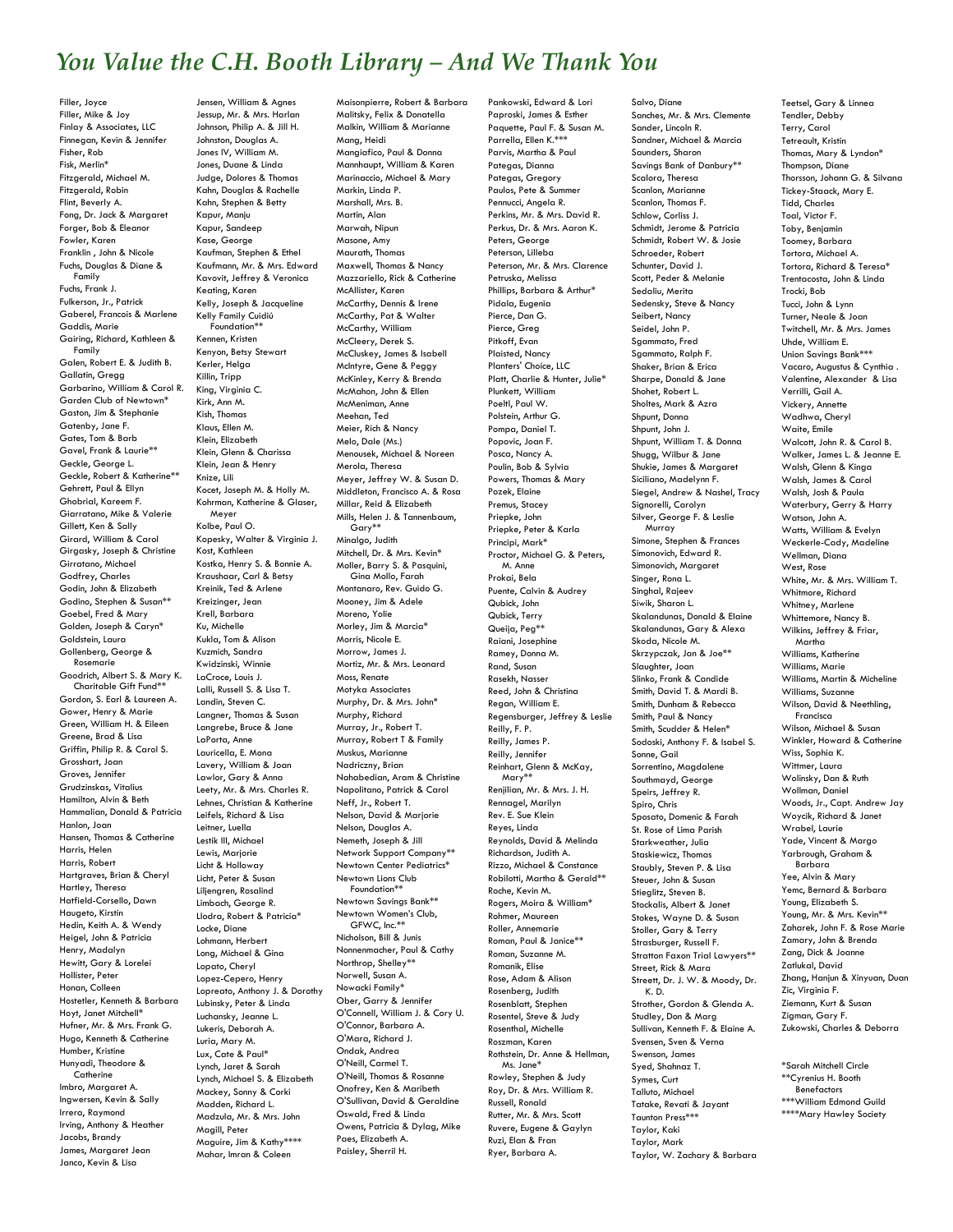# You Value the C.H. Booth Library – And We Thank You

Filler, Joyce
Filler, Mike & Joy
Finlay & Associates, LLC
Finnegan, Kevin & Jennifer
Fisher, Rob
Fisk, Merlin*
Fitzgerald, Michael M.
Fitzgerald, Robin
Flint, Beverly A.
Fong, Dr. Jack & Margaret
Forger, Bob & Eleanor
Fowler, Karen
Franklin , John & Nicole
Fuchs, Douglas & Diane & Family
Fuchs, Frank J.
Fulkerson, Jr., Patrick
Gaberel, Francois & Marlene
Gaddis, Marie
Gairing, Richard, Kathleen & Family
Galen, Robert E. & Judith B.
Gallatin, Gregg
Garbarino, William & Carol R.
Garden Club of Newtown*
Gaston, Jim & Stephanie
Gatenby, Jane F.
Gates, Tom & Barb
Gavel, Frank & Laurie**
Geckle, George L.
Geckle, Robert & Katherine**
Gehrett, Paul & Ellyn
Ghobrial, Kareem F.
Giarratano, Mike & Valerie
Gillett, Ken & Sally
Girard, William & Carol
Girgasky, Joseph & Christine
Girratano, Michael
Godfrey, Charles
Godin, John & Elizabeth
Godino, Stephen & Susan**
Goebel, Fred & Mary
Golden, Joseph & Caryn*
Goldstein, Laura
Gollenberg, George & Rosemarie
Goodrich, Albert S. & Mary K. Charitable Gift Fund**
Gordon, S. Earl & Laureen A.
Gower, Henry & Marie
Green, William H. & Eileen
Greene, Brad & Lisa
Griffin, Philip R. & Carol S.
Grosshart, Joan
Groves, Jennifer
Grudzinskas, Vitalius
Hamilton, Alvin & Beth
Hammalian, Donald & Patricia
Hanlon, Joan
Hansen, Thomas & Catherine
Harris, Helen
Harris, Robert
Hartgraves, Brian & Cheryl
Hartley, Theresa
Hatfield-Corsello, Dawn
Haugeto, Kirstin
Hedin, Keith A. & Wendy
Heigel, John & Patricia
Henry, Madalyn
Hewitt, Gary & Lorelei
Hollister, Peter
Honan, Colleen
Hostetler, Kenneth & Barbara
Hoyt, Janet Mitchell*
Hufner, Mr. & Mrs. Frank G.
Hugo, Kenneth & Catherine
Humber, Kristine
Hunyadi, Theodore & Catherine
Imbro, Margaret A.
Ingwersen, Kevin & Sally
Irrera, Raymond
Irving, Anthony & Heather
Jacobs, Brandy
James, Margaret Jean
Janco, Kevin & Lisa

Jensen, William & Agnes
Jessup, Mr. & Mrs. Harlan
Johnson, Philip A. & Jill H.
Johnston, Douglas A.
Jones IV, William M.
Jones, Duane & Linda
Judge, Dolores & Thomas
Kahn, Douglas & Rachelle
Kahn, Stephen & Betty
Kapur, Manju
Kapur, Sandeep
Kase, George
Kaufman, Stephen & Ethel
Kaufmann, Mr. & Mrs. Edward
Kavovit, Jeffrey & Veronica
Keating, Karen
Kelly, Joseph & Jacqueline
Kelly Family Cuidiú Foundation**
Kennen, Kristen
Kenyon, Betsy Stewart
Kerler, Helga
Killin, Tripp
King, Virginia C.
Kirk, Ann M.
Kish, Thomas
Klaus, Ellen M.
Klein, Elizabeth
Klein, Glenn & Charissa
Klein, Jean & Henry
Knize, Lili
Kocet, Joseph M. & Holly M.
Kohrman, Katherine & Glaser, Meyer
Kolbe, Paul O.
Kopesky, Walter & Virginia J.
Kost, Kathleen
Kostka, Henry S. & Bonnie A.
Kraushaar, Carl & Betsy
Kreinik, Ted & Arlene
Kreizinger, Jean
Krell, Barbara
Ku, Michelle
Kukla, Tom & Alison
Kuzmich, Sandra
Kwidzinski, Winnie
LaCroce, Louis J.
Lalli, Russell S. & Lisa T.
Landin, Steven C.
Langner, Thomas & Susan
Langrebe, Bruce & Jane
LaPorta, Anne
Lauricella, E. Mona
Lavery, William & Joan
Lawlor, Gary & Anna
Leety, Mr. & Mrs. Charles R.
Lehnes, Christian & Katherine
Leifels, Richard & Lisa
Leitner, Luella
Lestik III, Michael
Lewis, Marjorie
Licht & Holloway
Licht, Peter & Susan
Liljengren, Rosalind
Limbach, George R.
Llodra, Robert & Patricia*
Locke, Diane
Lohmann, Herbert
Long, Michael & Gina
Lopato, Cheryl
Lopez-Cepero, Henry
Lopreato, Anthony J. & Dorothy
Lubinsky, Peter & Linda
Luchansky, Jeanne L.
Lukeris, Deborah A.
Luria, Mary M.
Lux, Cate & Paul*
Lynch, Jaret & Sarah
Lynch, Michael S. & Elizabeth
Mackey, Sonny & Corki
Madden, Richard L.
Madzula, Mr. & Mrs. John
Magill, Peter
Maguire, Jim & Kathy****
Mahar, Imran & Coleen

Maisonpierre, Robert & Barbara
Malitsky, Felix & Donatella
Malkin, William & Marianne
Mang, Heidi
Mangiafico, Paul & Donna
Mannhaupt, William & Karen
Marinaccio, Michael & Mary
Markin, Linda P.
Marshall, Mrs. B.
Martin, Alan
Marwah, Nipun
Masone, Amy
Maurath, Thomas
Maxwell, Thomas & Nancy
Mazzariello, Rick & Catherine
McAllister, Karen
McCarthy, Dennis & Irene
McCarthy, Pat & Walter
McCarthy, William
McCleery, Derek S.
McCluskey, James & Isabell
McIntyre, Gene & Peggy
McKinley, Kerry & Brenda
McMahon, John & Ellen
McMeniman, Anne
Meehan, Ted
Meier, Rich & Nancy
Melo, Dale (Ms.)
Menousek, Michael & Noreen
Merola, Theresa
Meyer, Jeffrey W. & Susan D.
Middleton, Francisco A. & Rosa
Millar, Reid & Elizabeth
Mills, Helen J. & Tannenbaum, Gary**
Minalgo, Judith
Mitchell, Dr. & Mrs. Kevin*
Moller, Barry S. & Pasquini, Gina Mollo, Farah
Montanaro, Rev. Guido G.
Mooney, Jim & Adele
Moreno, Yolie
Morley, Jim & Marcia*
Morris, Nicole E.
Morrow, James J.
Mortiz, Mr. & Mrs. Leonard
Moss, Renate
Motyka Associates
Murphy, Dr. & Mrs. John*
Murphy, Richard
Murray, Jr., Robert T.
Murray, Robert T & Family
Muskus, Marianne
Nadriczny, Brian
Nahabedian, Aram & Christine
Napolitano, Patrick & Carol
Neff, Jr., Robert T.
Nelson, David & Marjorie
Nelson, Douglas A.
Nemeth, Joseph & Jill
Network Support Company**
Newtown Center Pediatrics*
Newtown Lions Club Foundation**
Newtown Savings Bank**
Newtown Women's Club, GFWC, Inc.**
Nicholson, Bill & Junis
Nonnenmacher, Paul & Cathy
Northrop, Shelley**
Norwell, Susan A.
Nowacki Family*
Ober, Garry & Jennifer
O'Connell, William J. & Cory U.
O'Connor, Barbara A.
O'Mara, Richard J.
Ondak, Andrea
O'Neill, Carmel T.
O'Neill, Thomas & Rosanne
Onofrey, Ken & Maribeth
O'Sullivan, David & Geraldine
Oswald, Fred & Linda
Owens, Patricia & Dylag, Mike
Paes, Elizabeth A.
Paisley, Sherril H.

Pankowski, Edward & Lori
Paproski, James & Esther
Paquette, Paul F. & Susan M.
Parrella, Ellen K.***
Parvis, Martha & Paul
Pategas, Dianna
Pategas, Gregory
Paulos, Pete & Summer
Pennucci, Angela R.
Perkins, Mr. & Mrs. David R.
Perkus, Dr. & Mrs. Aaron K.
Peters, George
Peterson, Lilleba
Peterson, Mr. & Mrs. Clarence
Petruska, Melissa
Phillips, Barbara & Arthur*
Pidala, Eugenia
Pierce, Dan G.
Pierce, Greg
Pitkoff, Evan
Plaisted, Nancy
Planters' Choice, LLC
Platt, Charlie & Hunter, Julie*
Plunkett, William
Poeltl, Paul W.
Polstein, Arthur G.
Pompa, Daniel T.
Popovic, Joan F.
Posca, Nancy A.
Poulin, Bob & Sylvia
Powers, Thomas & Mary
Pozek, Elaine
Premus, Stacey
Priepke, John
Priepke, Peter & Karla
Principi, Mark*
Proctor, Michael G. & Peters, M. Anne
Prokai, Bela
Puente, Calvin & Audrey
Qubick, John
Qubick, Terry
Queija, Peg**
Raiani, Josephine
Ramey, Donna M.
Rand, Susan
Rasekh, Nasser
Reed, John & Christina
Regan, William E.
Regensburger, Jeffrey & Leslie
Reilly, F. P.
Reilly, James P.
Reilly, Jennifer
Reinhart, Glenn & McKay, Mary**
Renjilian, Mr. & Mrs. J. H.
Rennagel, Marilyn
Rev. E. Sue Klein
Reyes, Linda
Reynolds, David & Melinda
Richardson, Judith A.
Rizzo, Michael & Constance
Robilotti, Martha & Gerald**
Roche, Kevin M.
Rogers, Moira & William*
Rohmer, Maureen
Roller, Annemarie
Roman, Paul & Janice**
Roman, Suzanne M.
Romanik, Elise
Rose, Adam & Alison
Rosenberg, Judith
Rosenblatt, Stephen
Rosentel, Steve & Judy
Rosenthal, Michelle
Roszman, Karen
Rothstein, Dr. Anne & Hellman, Ms. Jane*
Rowley, Stephen & Judy
Roy, Dr. & Mrs. William R.
Russell, Ronald
Rutter, Mr. & Mrs. Scott
Ruvere, Eugene & Gaylyn
Ruzi, Elan & Fran
Ryer, Barbara A.

Salvo, Diane
Sanches, Mr. & Mrs. Clemente
Sander, Lincoln R.
Sandner, Michael & Marcia
Saunders, Sharon
Savings Bank of Danbury**
Scalora, Theresa
Scanlon, Marianne
Scanlon, Thomas F.
Schlow, Corliss J.
Schmidt, Jerome & Patricia
Schmidt, Robert W. & Josie
Schroeder, Robert
Schunter, David J.
Scott, Peder & Melanie
Sedaliu, Merita
Sedensky, Steve & Nancy
Seibert, Nancy
Seidel, John P.
Sgammato, Fred
Sgammato, Ralph F.
Shaker, Brian & Erica
Sharpe, Donald & Jane
Shohet, Robert L.
Sholtes, Mark & Azra
Shpunt, Donna
Shpunt, John J.
Shpunt, William T. & Donna
Shugg, Wilbur & Jane
Shukie, James & Margaret
Siciliano, Madelynn F.
Siegel, Andrew & Nashel, Tracy
Signorelli, Carolyn
Silver, George F. & Leslie Murray
Simone, Stephen & Frances
Simonovich, Edward R.
Simonovich, Margaret
Singer, Rona L.
Singhal, Rajeev
Siwik, Sharon L.
Skalandunas, Donald & Elaine
Skalandunas, Gary & Alexa
Skoda, Nicole M.
Skrzypczak, Jan & Joe**
Slaughter, Joan
Slinko, Frank & Candide
Smith, David T. & Mardi B.
Smith, Dunham & Rebecca
Smith, Paul & Nancy
Smith, Scudder & Helen*
Sodoski, Anthony F. & Isabel S.
Sonne, Gail
Sorrentino, Magdalene
Southmayd, George
Speirs, Jeffrey R.
Spiro, Chris
Sposato, Domenic & Farah
St. Rose of Lima Parish
Starkweather, Julia
Staskiewicz, Thomas
Staubly, Steven P. & Lisa
Steuer, John & Susan
Stieglitz, Steven B.
Stockalis, Albert & Janet
Stokes, Wayne D. & Susan
Stoller, Gary & Terry
Strasburger, Russell F.
Stratton Faxon Trial Lawyers**
Street, Rick & Mara
Streett, Dr. J. W. & Moody, Dr. K. D.
Strother, Gordon & Glenda A.
Studley, Don & Marg
Sullivan, Kenneth F. & Elaine A.
Svensen, Sven & Verna
Swenson, James
Syed, Shahnaz T.
Symes, Curt
Talluto, Michael
Tatake, Revati & Jayant
Taunton Press***
Taylor, Kaki
Taylor, Mark
Taylor, W. Zachary & Barbara

Teetsel, Gary & Linnea
Tendler, Debby
Terry, Carol
Tetreault, Kristin
Thomas, Mary & Lyndon*
Thompson, Diane
Thorsson, Johann G. & Silvana
Tickey-Staack, Mary E.
Tidd, Charles
Toal, Victor F.
Toby, Benjamin
Toomey, Barbara
Tortora, Michael A.
Tortora, Richard & Teresa*
Trentacosta, John & Linda
Trocki, Bob
Tucci, John & Lynn
Turner, Neale & Joan
Twitchell, Mr. & Mrs. James
Uhde, William E.
Union Savings Bank***
Vacaro, Augustus & Cynthia .
Valentine, Alexander & Lisa
Verrilli, Gail A.
Vickery, Annette
Wadhwa, Cheryl
Waite, Emile
Walcott, John R. & Carol B.
Walker, James L. & Jeanne E.
Walsh, Glenn & Kinga
Walsh, James & Carol
Walsh, Josh & Paula
Waterbury, Gerry & Harry
Watson, John A.
Watts, William & Evelyn
Weckerle-Cady, Madeline
Wellman, Diana
West, Rose
White, Mr. & Mrs. William T.
Whitmore, Richard
Whitney, Marlene
Whittemore, Nancy B.
Wilkins, Jeffrey & Friar, Martha
Williams, Katherine
Williams, Marie
Williams, Martin & Micheline
Williams, Suzanne
Wilson, David & Neethling, Francisca
Wilson, Michael & Susan
Winkler, Howard & Catherine
Wiss, Sophia K.
Wittmer, Laura
Wolinsky, Dan & Ruth
Wollman, Daniel
Woods, Jr., Capt. Andrew Jay
Woycik, Richard & Janet
Wrabel, Laurie
Yade, Vincent & Margo
Yarbrough, Graham & Barbara
Yee, Alvin & Mary
Yemc, Bernard & Barbara
Young, Elizabeth S.
Young, Mr. & Mrs. Kevin**
Zaharek, John F. & Rose Marie
Zamary, John & Brenda
Zang, Dick & Joanne
Zatlukal, David
Zhang, Hanjun & Xinyuan, Duan
Zic, Virginia F.
Ziemann, Kurt & Susan
Zigman, Gary F.
Zukowski, Charles & Deborra

*Sarah Mitchell Circle
**Cyrenius H. Booth Benefactors
***William Edmond Guild
****Mary Hawley Society